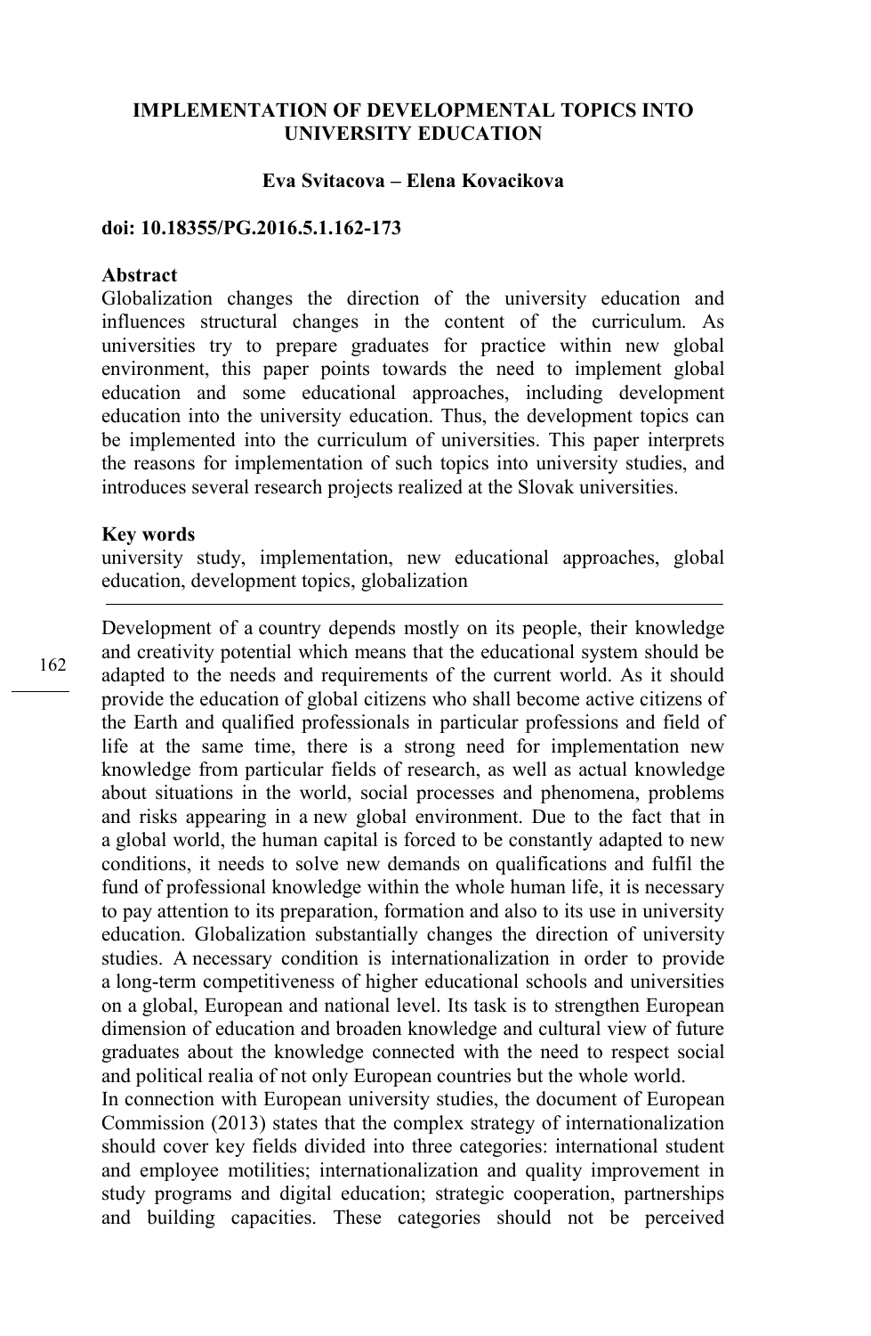# IMPLEMENTATION OF DEVELOPMENTAL TOPICS INTO UNIVERSITY EDUCATION

**Eva Svitacova – Elena Kovacikova**

**doi: 10.18355/PG.2016.5.1.162-173**

**Abstract**

Globalization changes the direction of the university education and influences structural changes in the content of the curriculum. As universities try to prepare graduates for practice within new global environment, this paper points towards the need to implement global education and some educational approaches, including development education into the university education. Thus, the development topics can be implemented into the curriculum of universities. This paper interprets the reasons for implementation of such topics into university studies, and introduces several research projects realized at the Slovak universities.

**Key words**

university study, implementation, new educational approaches, global education, development topics, globalization

---

Development of a country depends mostly on its people, their knowledge and creativity potential which means that the educational system should be adapted to the needs and requirements of the current world. As it should provide the education of global citizens who shall become active citizens of the Earth and qualified professionals in particular professions and field of life at the same time, there is a strong need for implementation new knowledge from particular fields of research, as well as actual knowledge about situations in the world, social processes and phenomena, problems and risks appearing in a new global environment. Due to the fact that in a global world, the human capital is forced to be constantly adapted to new conditions, it needs to solve new demands on qualifications and fulfil the fund of professional knowledge within the whole human life, it is necessary to pay attention to its preparation, formation and also to its use in university education. Globalization substantially changes the direction of university studies. A necessary condition is internationalization in order to provide a long-term competitiveness of higher educational schools and universities on a global, European and national level. Its task is to strengthen European dimension of education and broaden knowledge and cultural view of future graduates about the knowledge connected with the need to respect social and political realia of not only European countries but the whole world.

In connection with European university studies, the document of European Commission (2013) states that the complex strategy of internationalization should cover key fields divided into three categories: international student and employee motilities; internationalization and quality improvement in study programs and digital education; strategic cooperation, partnerships and building capacities. These categories should not be perceived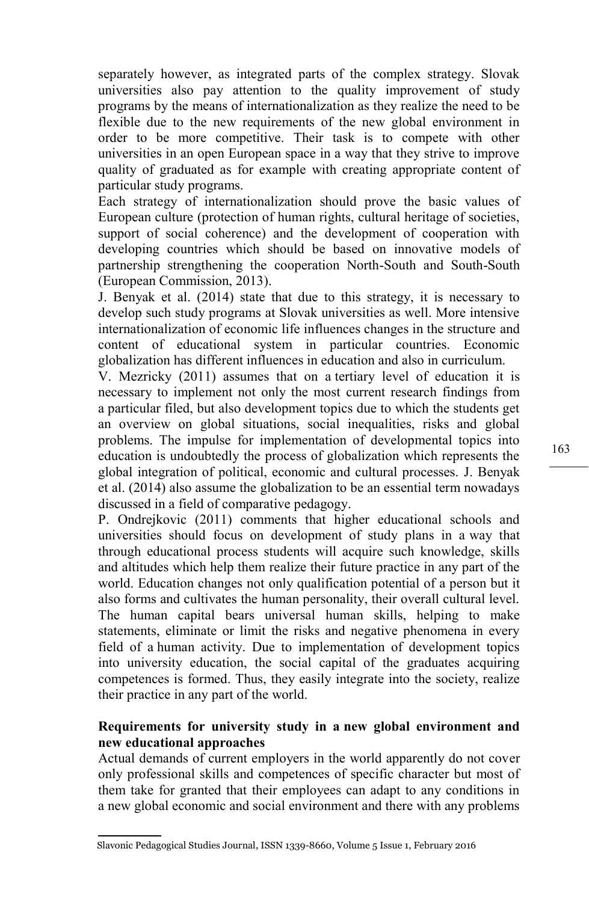separately however, as integrated parts of the complex strategy. Slovak universities also pay attention to the quality improvement of study programs by the means of internationalization as they realize the need to be flexible due to the new requirements of the new global environment in order to be more competitive. Their task is to compete with other universities in an open European space in a way that they strive to improve quality of graduated as for example with creating appropriate content of particular study programs.

Each strategy of internationalization should prove the basic values of European culture (protection of human rights, cultural heritage of societies, support of social coherence) and the development of cooperation with developing countries which should be based on innovative models of partnership strengthening the cooperation North-South and South-South (European Commission, 2013).

J. Benyak et al. (2014) state that due to this strategy, it is necessary to develop such study programs at Slovak universities as well. More intensive internationalization of economic life influences changes in the structure and content of educational system in particular countries. Economic globalization has different influences in education and also in curriculum.

V. Mezricky (2011) assumes that on a tertiary level of education it is necessary to implement not only the most current research findings from a particular filed, but also development topics due to which the students get an overview on global situations, social inequalities, risks and global problems. The impulse for implementation of developmental topics into education is undoubtedly the process of globalization which represents the global integration of political, economic and cultural processes. J. Benyak et al. (2014) also assume the globalization to be an essential term nowadays discussed in a field of comparative pedagogy.

P. Ondrejkovic (2011) comments that higher educational schools and universities should focus on development of study plans in a way that through educational process students will acquire such knowledge, skills and altitudes which help them realize their future practice in any part of the world. Education changes not only qualification potential of a person but it also forms and cultivates the human personality, their overall cultural level. The human capital bears universal human skills, helping to make statements, eliminate or limit the risks and negative phenomena in every field of a human activity. Due to implementation of development topics into university education, the social capital of the graduates acquiring competences is formed. Thus, they easily integrate into the society, realize their practice in any part of the world.

**Requirements for university study in a new global environment and new educational approaches**

Actual demands of current employers in the world apparently do not cover only professional skills and competences of specific character but most of them take for granted that their employees can adapt to any conditions in a new global economic and social environment and there with any problems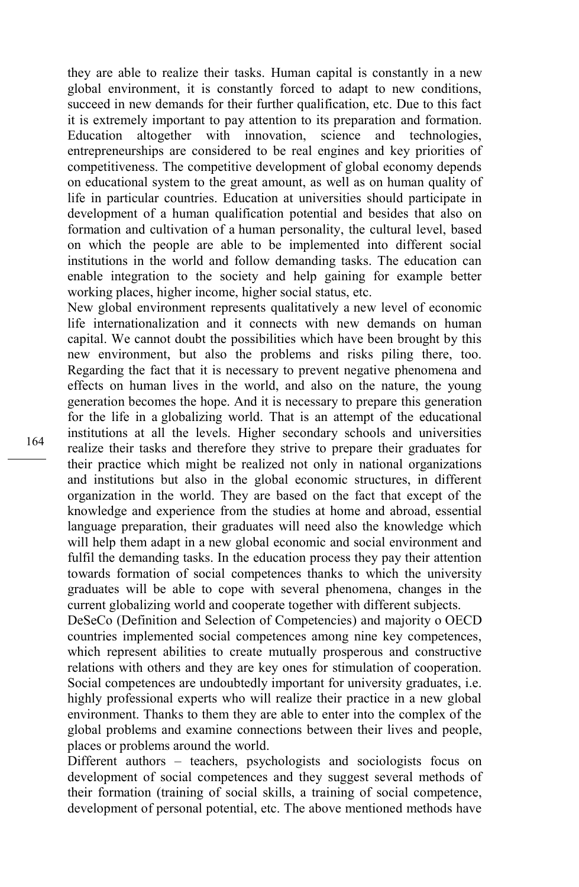they are able to realize their tasks. Human capital is constantly in a new global environment, it is constantly forced to adapt to new conditions, succeed in new demands for their further qualification, etc. Due to this fact it is extremely important to pay attention to its preparation and formation. Education altogether with innovation, science and technologies, entrepreneurships are considered to be real engines and key priorities of competitiveness. The competitive development of global economy depends on educational system to the great amount, as well as on human quality of life in particular countries. Education at universities should participate in development of a human qualification potential and besides that also on formation and cultivation of a human personality, the cultural level, based on which the people are able to be implemented into different social institutions in the world and follow demanding tasks. The education can enable integration to the society and help gaining for example better working places, higher income, higher social status, etc.

New global environment represents qualitatively a new level of economic life internationalization and it connects with new demands on human capital. We cannot doubt the possibilities which have been brought by this new environment, but also the problems and risks piling there, too. Regarding the fact that it is necessary to prevent negative phenomena and effects on human lives in the world, and also on the nature, the young generation becomes the hope. And it is necessary to prepare this generation for the life in a globalizing world. That is an attempt of the educational institutions at all the levels. Higher secondary schools and universities realize their tasks and therefore they strive to prepare their graduates for their practice which might be realized not only in national organizations and institutions but also in the global economic structures, in different organization in the world. They are based on the fact that except of the knowledge and experience from the studies at home and abroad, essential language preparation, their graduates will need also the knowledge which will help them adapt in a new global economic and social environment and fulfil the demanding tasks. In the education process they pay their attention towards formation of social competences thanks to which the university graduates will be able to cope with several phenomena, changes in the current globalizing world and cooperate together with different subjects.

DeSeCo (Definition and Selection of Competencies) and majority o OECD countries implemented social competences among nine key competences, which represent abilities to create mutually prosperous and constructive relations with others and they are key ones for stimulation of cooperation. Social competences are undoubtedly important for university graduates, i.e. highly professional experts who will realize their practice in a new global environment. Thanks to them they are able to enter into the complex of the global problems and examine connections between their lives and people, places or problems around the world.

Different authors – teachers, psychologists and sociologists focus on development of social competences and they suggest several methods of their formation (training of social skills, a training of social competence, development of personal potential, etc. The above mentioned methods have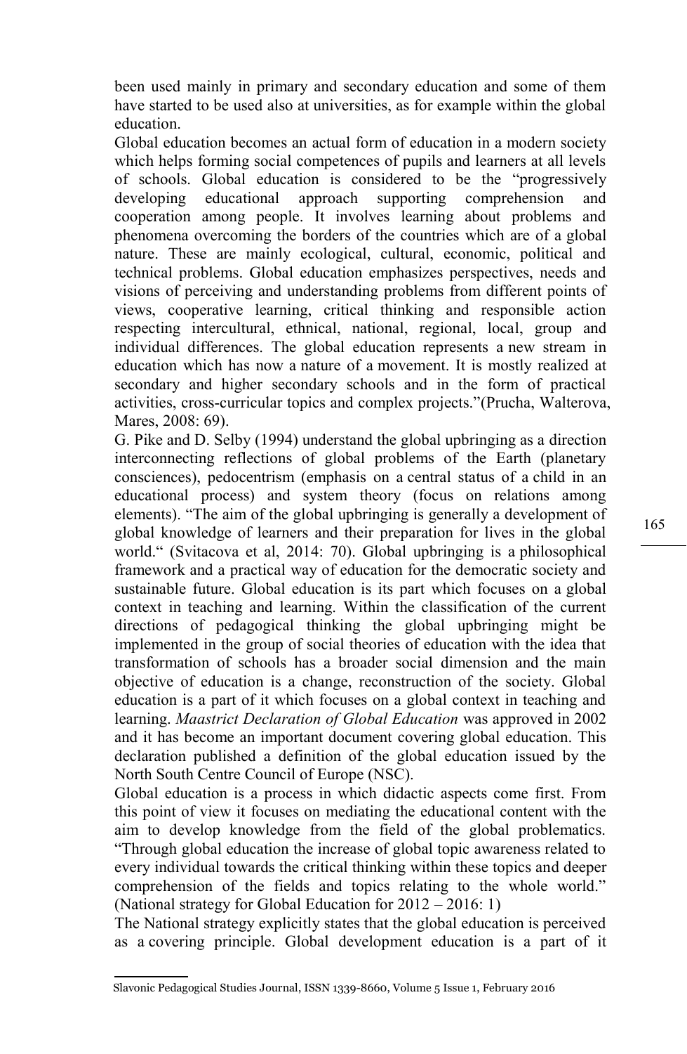been used mainly in primary and secondary education and some of them have started to be used also at universities, as for example within the global education.

Global education becomes an actual form of education in a modern society which helps forming social competences of pupils and learners at all levels of schools. Global education is considered to be the "progressively developing educational approach supporting comprehension and cooperation among people. It involves learning about problems and phenomena overcoming the borders of the countries which are of a global nature. These are mainly ecological, cultural, economic, political and technical problems. Global education emphasizes perspectives, needs and visions of perceiving and understanding problems from different points of views, cooperative learning, critical thinking and responsible action respecting intercultural, ethnical, national, regional, local, group and individual differences. The global education represents a new stream in education which has now a nature of a movement. It is mostly realized at secondary and higher secondary schools and in the form of practical activities, cross-curricular topics and complex projects."(Prucha, Walterova, Mares, 2008: 69).

G. Pike and D. Selby (1994) understand the global upbringing as a direction interconnecting reflections of global problems of the Earth (planetary consciences), pedocentrism (emphasis on a central status of a child in an educational process) and system theory (focus on relations among elements). "The aim of the global upbringing is generally a development of global knowledge of learners and their preparation for lives in the global world." (Svitacova et al, 2014: 70). Global upbringing is a philosophical framework and a practical way of education for the democratic society and sustainable future. Global education is its part which focuses on a global context in teaching and learning. Within the classification of the current directions of pedagogical thinking the global upbringing might be implemented in the group of social theories of education with the idea that transformation of schools has a broader social dimension and the main objective of education is a change, reconstruction of the society. Global education is a part of it which focuses on a global context in teaching and learning. *Maastrict Declaration of Global Education* was approved in 2002 and it has become an important document covering global education. This declaration published a definition of the global education issued by the North South Centre Council of Europe (NSC).

Global education is a process in which didactic aspects come first. From this point of view it focuses on mediating the educational content with the aim to develop knowledge from the field of the global problematics. "Through global education the increase of global topic awareness related to every individual towards the critical thinking within these topics and deeper comprehension of the fields and topics relating to the whole world." (National strategy for Global Education for 2012 – 2016: 1)

The National strategy explicitly states that the global education is perceived as a covering principle. Global development education is a part of it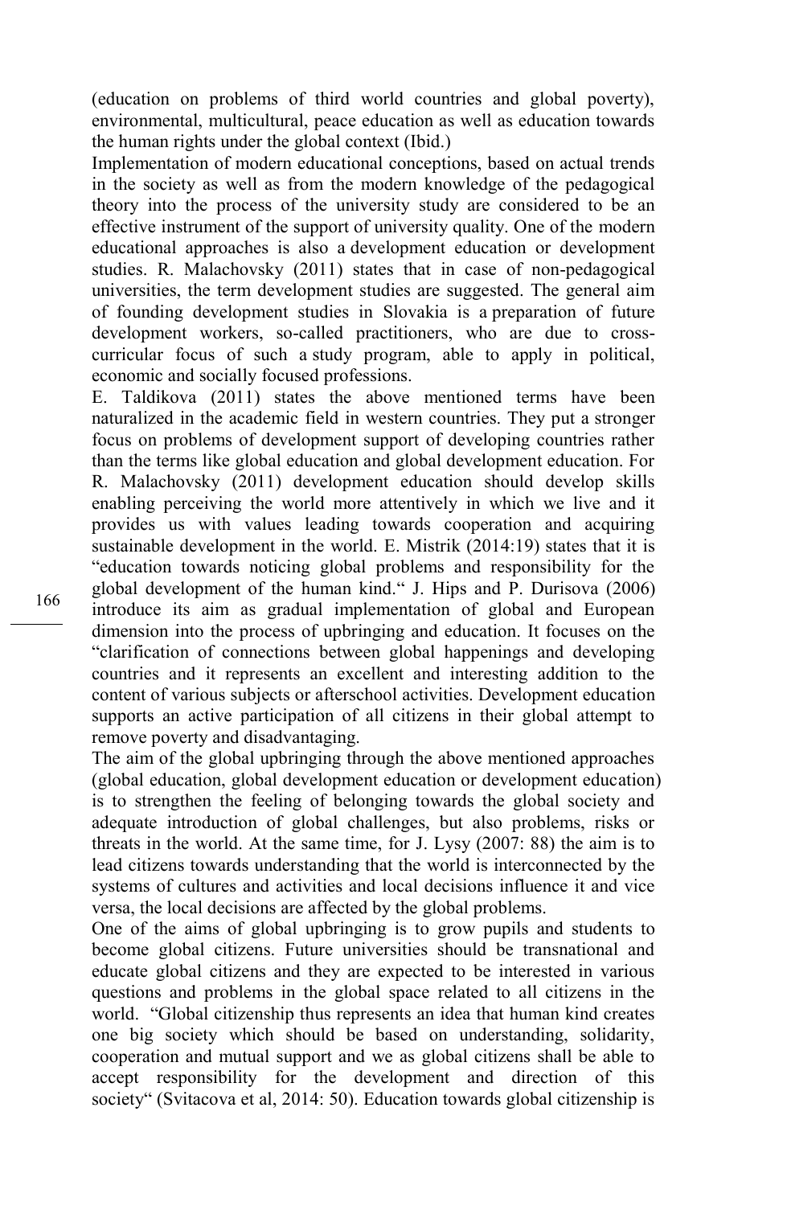(education on problems of third world countries and global poverty), environmental, multicultural, peace education as well as education towards the human rights under the global context (Ibid.)

Implementation of modern educational conceptions, based on actual trends in the society as well as from the modern knowledge of the pedagogical theory into the process of the university study are considered to be an effective instrument of the support of university quality. One of the modern educational approaches is also a development education or development studies. R. Malachovsky (2011) states that in case of non-pedagogical universities, the term development studies are suggested. The general aim of founding development studies in Slovakia is a preparation of future development workers, so-called practitioners, who are due to cross-curricular focus of such a study program, able to apply in political, economic and socially focused professions.

E. Taldikova (2011) states the above mentioned terms have been naturalized in the academic field in western countries. They put a stronger focus on problems of development support of developing countries rather than the terms like global education and global development education. For R. Malachovsky (2011) development education should develop skills enabling perceiving the world more attentively in which we live and it provides us with values leading towards cooperation and acquiring sustainable development in the world. E. Mistrik (2014:19) states that it is "education towards noticing global problems and responsibility for the global development of the human kind." J. Hips and P. Durisova (2006) introduce its aim as gradual implementation of global and European dimension into the process of upbringing and education. It focuses on the "clarification of connections between global happenings and developing countries and it represents an excellent and interesting addition to the content of various subjects or afterschool activities. Development education supports an active participation of all citizens in their global attempt to remove poverty and disadvantaging.

The aim of the global upbringing through the above mentioned approaches (global education, global development education or development education) is to strengthen the feeling of belonging towards the global society and adequate introduction of global challenges, but also problems, risks or threats in the world. At the same time, for J. Lysy (2007: 88) the aim is to lead citizens towards understanding that the world is interconnected by the systems of cultures and activities and local decisions influence it and vice versa, the local decisions are affected by the global problems.

One of the aims of global upbringing is to grow pupils and students to become global citizens. Future universities should be transnational and educate global citizens and they are expected to be interested in various questions and problems in the global space related to all citizens in the world. "Global citizenship thus represents an idea that human kind creates one big society which should be based on understanding, solidarity, cooperation and mutual support and we as global citizens shall be able to accept responsibility for the development and direction of this society" (Svitacova et al, 2014: 50). Education towards global citizenship is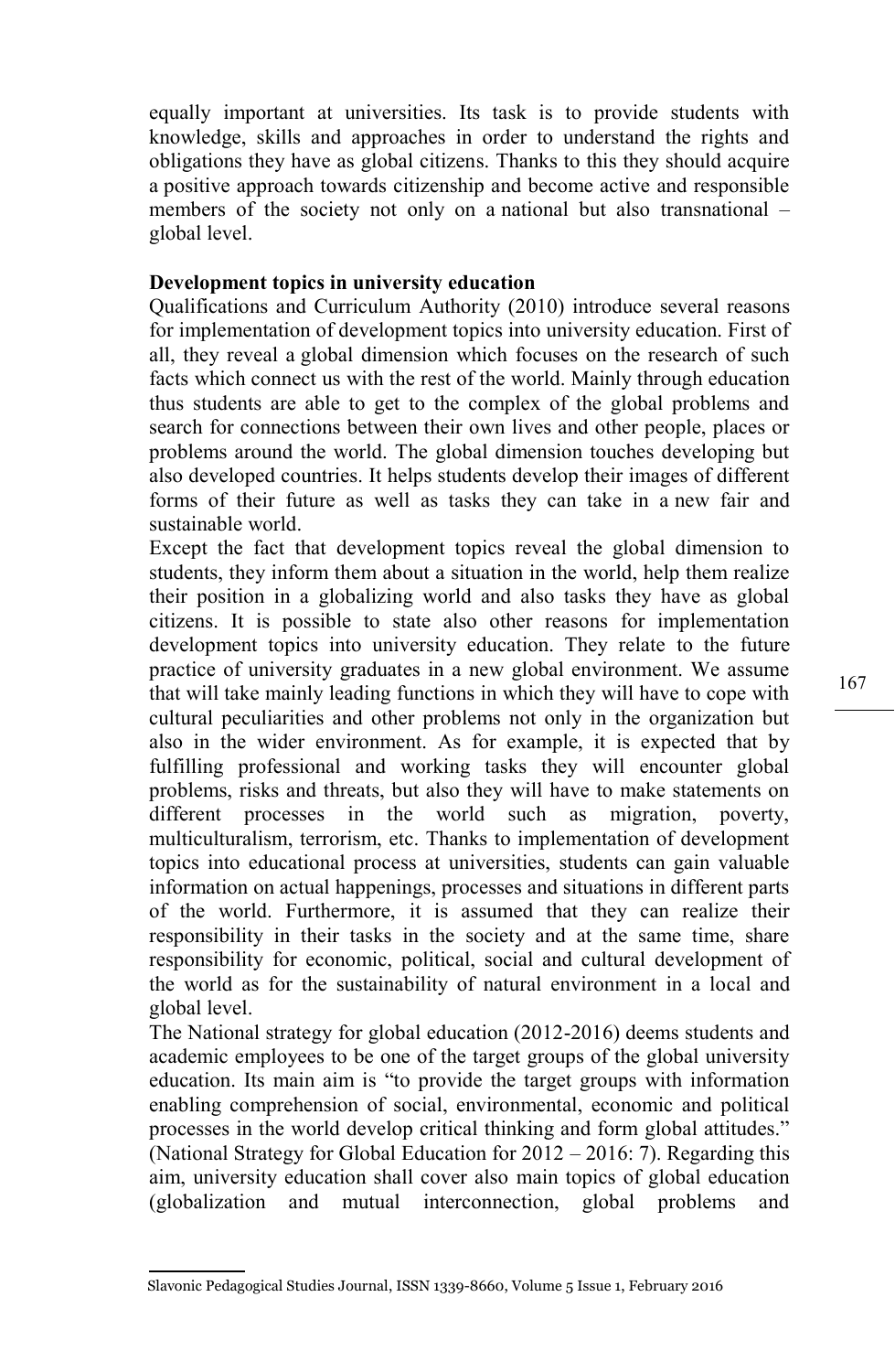equally important at universities. Its task is to provide students with knowledge, skills and approaches in order to understand the rights and obligations they have as global citizens. Thanks to this they should acquire a positive approach towards citizenship and become active and responsible members of the society not only on a national but also transnational – global level.

**Development topics in university education**

Qualifications and Curriculum Authority (2010) introduce several reasons for implementation of development topics into university education. First of all, they reveal a global dimension which focuses on the research of such facts which connect us with the rest of the world. Mainly through education thus students are able to get to the complex of the global problems and search for connections between their own lives and other people, places or problems around the world. The global dimension touches developing but also developed countries. It helps students develop their images of different forms of their future as well as tasks they can take in a new fair and sustainable world.

Except the fact that development topics reveal the global dimension to students, they inform them about a situation in the world, help them realize their position in a globalizing world and also tasks they have as global citizens. It is possible to state also other reasons for implementation development topics into university education. They relate to the future practice of university graduates in a new global environment. We assume that will take mainly leading functions in which they will have to cope with cultural peculiarities and other problems not only in the organization but also in the wider environment. As for example, it is expected that by fulfilling professional and working tasks they will encounter global problems, risks and threats, but also they will have to make statements on different processes in the world such as migration, poverty, multiculturalism, terrorism, etc. Thanks to implementation of development topics into educational process at universities, students can gain valuable information on actual happenings, processes and situations in different parts of the world. Furthermore, it is assumed that they can realize their responsibility in their tasks in the society and at the same time, share responsibility for economic, political, social and cultural development of the world as for the sustainability of natural environment in a local and global level.

The National strategy for global education (2012-2016) deems students and academic employees to be one of the target groups of the global university education. Its main aim is "to provide the target groups with information enabling comprehension of social, environmental, economic and political processes in the world develop critical thinking and form global attitudes." (National Strategy for Global Education for 2012 – 2016: 7). Regarding this aim, university education shall cover also main topics of global education (globalization and mutual interconnection, global problems and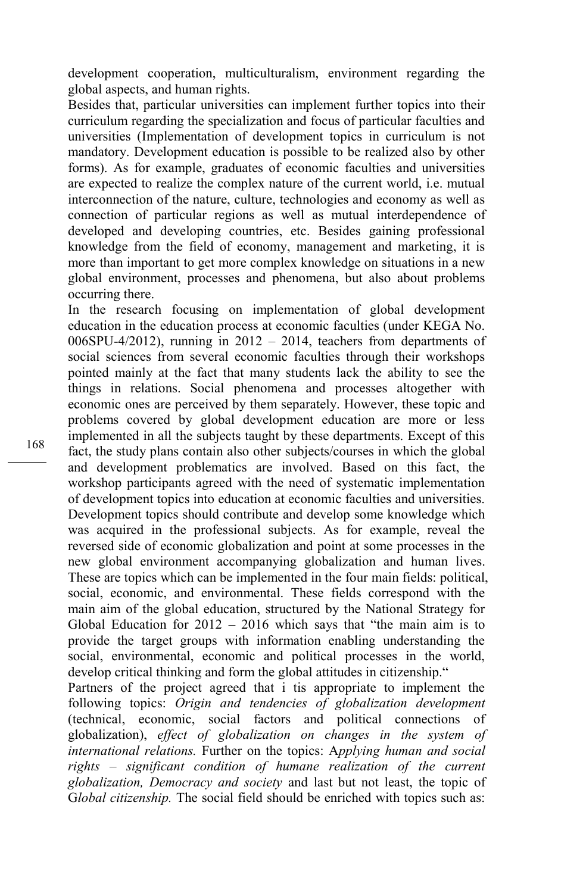development cooperation, multiculturalism, environment regarding the global aspects, and human rights.

Besides that, particular universities can implement further topics into their curriculum regarding the specialization and focus of particular faculties and universities (Implementation of development topics in curriculum is not mandatory. Development education is possible to be realized also by other forms). As for example, graduates of economic faculties and universities are expected to realize the complex nature of the current world, i.e. mutual interconnection of the nature, culture, technologies and economy as well as connection of particular regions as well as mutual interdependence of developed and developing countries, etc. Besides gaining professional knowledge from the field of economy, management and marketing, it is more than important to get more complex knowledge on situations in a new global environment, processes and phenomena, but also about problems occurring there.

In the research focusing on implementation of global development education in the education process at economic faculties (under KEGA No. 006SPU-4/2012), running in 2012 – 2014, teachers from departments of social sciences from several economic faculties through their workshops pointed mainly at the fact that many students lack the ability to see the things in relations. Social phenomena and processes altogether with economic ones are perceived by them separately. However, these topic and problems covered by global development education are more or less implemented in all the subjects taught by these departments. Except of this fact, the study plans contain also other subjects/courses in which the global and development problematics are involved. Based on this fact, the workshop participants agreed with the need of systematic implementation of development topics into education at economic faculties and universities. Development topics should contribute and develop some knowledge which was acquired in the professional subjects. As for example, reveal the reversed side of economic globalization and point at some processes in the new global environment accompanying globalization and human lives. These are topics which can be implemented in the four main fields: political, social, economic, and environmental. These fields correspond with the main aim of the global education, structured by the National Strategy for Global Education for 2012 – 2016 which says that "the main aim is to provide the target groups with information enabling understanding the social, environmental, economic and political processes in the world, develop critical thinking and form the global attitudes in citizenship."

Partners of the project agreed that i tis appropriate to implement the following topics: *Origin and tendencies of globalization development* (technical, economic, social factors and political connections of globalization), *effect of globalization on changes in the system of international relations.* Further on the topics: A*pplying human and social rights – significant condition of humane realization of the current globalization, Democracy and society* and last but not least, the topic of G*lobal citizenship.* The social field should be enriched with topics such as: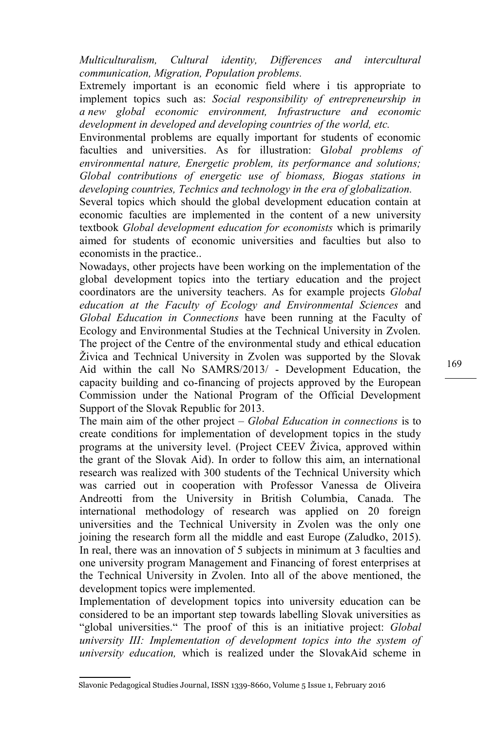*Multiculturalism, Cultural identity, Differences and intercultural communication, Migration, Population problems.*

Extremely important is an economic field where i tis appropriate to implement topics such as: *Social responsibility of entrepreneurship in a new global economic environment, Infrastructure and economic development in developed and developing countries of the world, etc.*

Environmental problems are equally important for students of economic faculties and universities. As for illustration: G*lobal problems of environmental nature, Energetic problem, its performance and solutions; Global contributions of energetic use of biomass, Biogas stations in developing countries, Technics and technology in the era of globalization.*

Several topics which should the global development education contain at economic faculties are implemented in the content of a new university textbook *Global development education for economists* which is primarily aimed for students of economic universities and faculties but also to economists in the practice..

Nowadays, other projects have been working on the implementation of the global development topics into the tertiary education and the project coordinators are the university teachers. As for example projects *Global education at the Faculty of Ecology and Environmental Sciences* and *Global Education in Connections* have been running at the Faculty of Ecology and Environmental Studies at the Technical University in Zvolen. The project of the Centre of the environmental study and ethical education Živica and Technical University in Zvolen was supported by the Slovak Aid within the call No SAMRS/2013/ - Development Education, the capacity building and co-financing of projects approved by the European Commission under the National Program of the Official Development Support of the Slovak Republic for 2013.

The main aim of the other project – *Global Education in connections* is to create conditions for implementation of development topics in the study programs at the university level. (Project CEEV Živica, approved within the grant of the Slovak Aid). In order to follow this aim, an international research was realized with 300 students of the Technical University which was carried out in cooperation with Professor Vanessa de Oliveira Andreotti from the University in British Columbia, Canada. The international methodology of research was applied on 20 foreign universities and the Technical University in Zvolen was the only one joining the research form all the middle and east Europe (Zaludko, 2015). In real, there was an innovation of 5 subjects in minimum at 3 faculties and one university program Management and Financing of forest enterprises at the Technical University in Zvolen. Into all of the above mentioned, the development topics were implemented.

Implementation of development topics into university education can be considered to be an important step towards labelling Slovak universities as "global universities." The proof of this is an initiative project: *Global university III: Implementation of development topics into the system of university education,* which is realized under the SlovakAid scheme in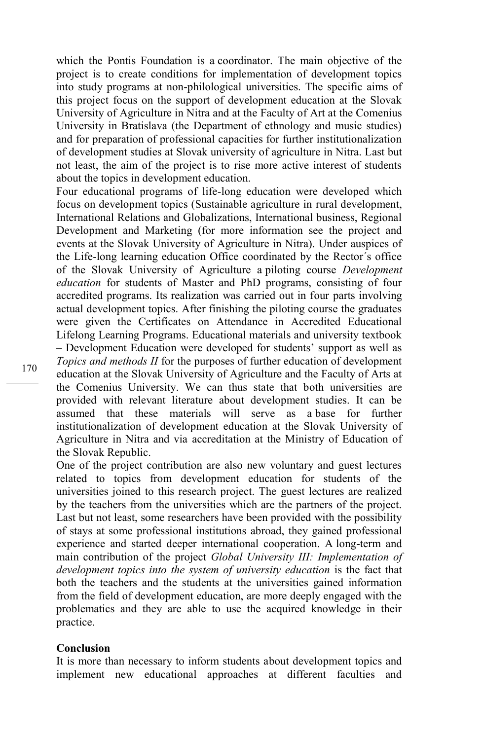which the Pontis Foundation is a coordinator. The main objective of the project is to create conditions for implementation of development topics into study programs at non-philological universities. The specific aims of this project focus on the support of development education at the Slovak University of Agriculture in Nitra and at the Faculty of Art at the Comenius University in Bratislava (the Department of ethnology and music studies) and for preparation of professional capacities for further institutionalization of development studies at Slovak university of agriculture in Nitra. Last but not least, the aim of the project is to rise more active interest of students about the topics in development education.

Four educational programs of life-long education were developed which focus on development topics (Sustainable agriculture in rural development, International Relations and Globalizations, International business, Regional Development and Marketing (for more information see the project and events at the Slovak University of Agriculture in Nitra). Under auspices of the Life-long learning education Office coordinated by the Rector´s office of the Slovak University of Agriculture a piloting course *Development education* for students of Master and PhD programs, consisting of four accredited programs. Its realization was carried out in four parts involving actual development topics. After finishing the piloting course the graduates were given the Certificates on Attendance in Accredited Educational Lifelong Learning Programs. Educational materials and university textbook – Development Education were developed for students' support as well as *Topics and methods II* for the purposes of further education of development education at the Slovak University of Agriculture and the Faculty of Arts at the Comenius University. We can thus state that both universities are provided with relevant literature about development studies. It can be assumed that these materials will serve as a base for further institutionalization of development education at the Slovak University of Agriculture in Nitra and via accreditation at the Ministry of Education of the Slovak Republic.

One of the project contribution are also new voluntary and guest lectures related to topics from development education for students of the universities joined to this research project. The guest lectures are realized by the teachers from the universities which are the partners of the project. Last but not least, some researchers have been provided with the possibility of stays at some professional institutions abroad, they gained professional experience and started deeper international cooperation. A long-term and main contribution of the project *Global University III: Implementation of development topics into the system of university education* is the fact that both the teachers and the students at the universities gained information from the field of development education, are more deeply engaged with the problematics and they are able to use the acquired knowledge in their practice.

## Conclusion

It is more than necessary to inform students about development topics and implement new educational approaches at different faculties and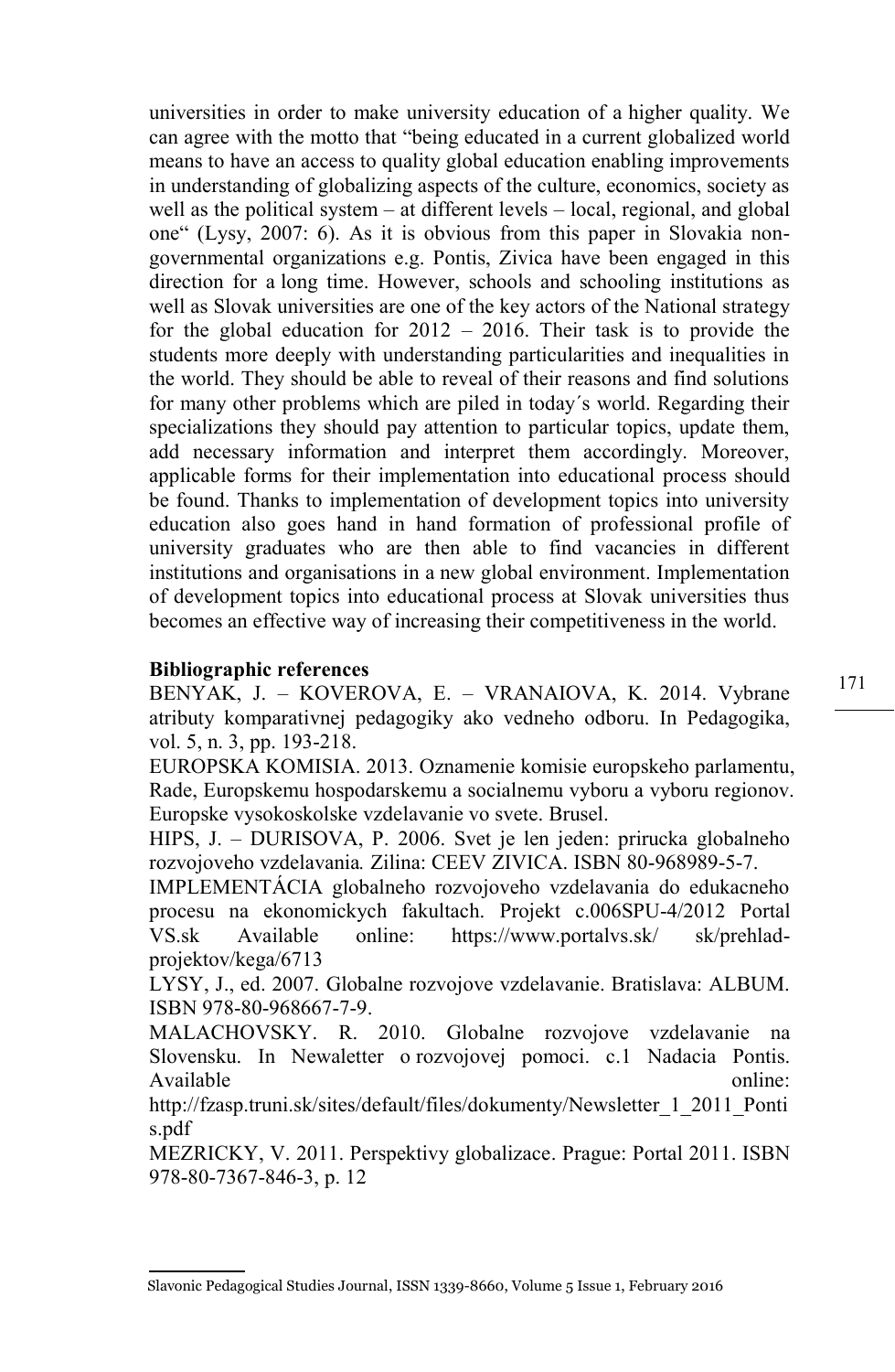universities in order to make university education of a higher quality. We can agree with the motto that "being educated in a current globalized world means to have an access to quality global education enabling improvements in understanding of globalizing aspects of the culture, economics, society as well as the political system – at different levels – local, regional, and global one" (Lysy, 2007: 6). As it is obvious from this paper in Slovakia non-governmental organizations e.g. Pontis, Zivica have been engaged in this direction for a long time. However, schools and schooling institutions as well as Slovak universities are one of the key actors of the National strategy for the global education for 2012 – 2016. Their task is to provide the students more deeply with understanding particularities and inequalities in the world. They should be able to reveal of their reasons and find solutions for many other problems which are piled in today´s world. Regarding their specializations they should pay attention to particular topics, update them, add necessary information and interpret them accordingly. Moreover, applicable forms for their implementation into educational process should be found. Thanks to implementation of development topics into university education also goes hand in hand formation of professional profile of university graduates who are then able to find vacancies in different institutions and organisations in a new global environment. Implementation of development topics into educational process at Slovak universities thus becomes an effective way of increasing their competitiveness in the world.

**Bibliographic references**

BENYAK, J. – KOVEROVA, E. – VRANAIOVA, K. 2014. Vybrane atributy komparativnej pedagogiky ako vedneho odboru. In Pedagogika, vol. 5, n. 3, pp. 193-218.

EUROPSKA KOMISIA. 2013. Oznamenie komisie europskeho parlamentu, Rade, Europskemu hospodarskemu a socialnemu vyboru a vyboru regionov. Europske vysokoskolske vzdelavanie vo svete. Brusel.

HIPS, J. – DURISOVA, P. 2006. Svet je len jeden: prirucka globalneho rozvojoveho vzdelavania*.* Zilina: CEEV ZIVICA. ISBN 80-968989-5-7.

IMPLEMENTÁCIA globalneho rozvojoveho vzdelavania do edukacneho procesu na ekonomickych fakultach. Projekt c.006SPU-4/2012 Portal VS.sk Available online: https://www.portalvs.sk/ sk/prehlad-projektov/kega/6713

LYSY, J., ed. 2007. Globalne rozvojove vzdelavanie. Bratislava: ALBUM. ISBN 978-80-968667-7-9.

MALACHOVSKY. R. 2010. Globalne rozvojove vzdelavanie na Slovensku. In Newaletter o rozvojovej pomoci. c.1 Nadacia Pontis. Available online: http://fzasp.truni.sk/sites/default/files/dokumenty/Newsletter_1_2011_Pontis.pdf

MEZRICKY, V. 2011. Perspektivy globalizace. Prague: Portal 2011. ISBN 978-80-7367-846-3, p. 12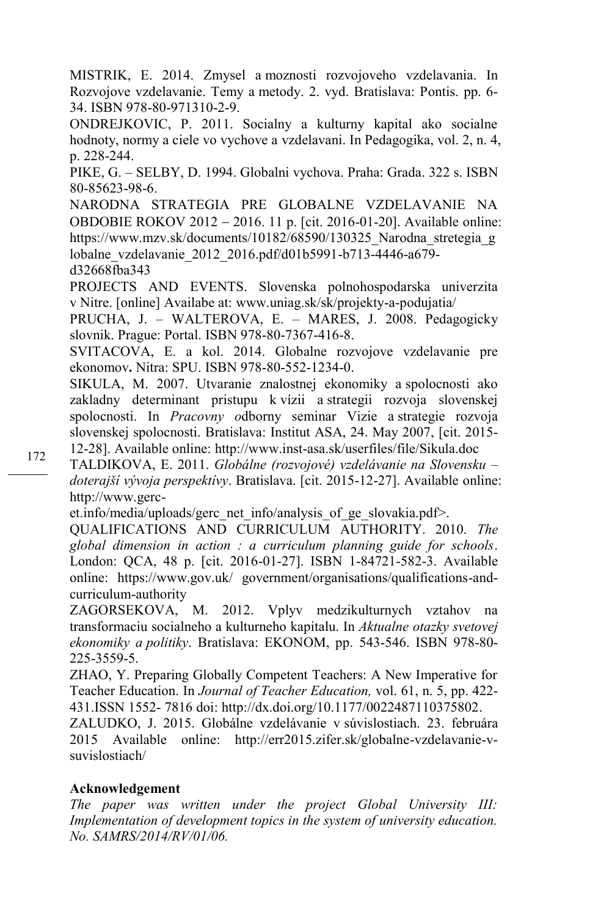MISTRIK, E. 2014. Zmysel a moznosti rozvojoveho vzdelavania. In Rozvojove vzdelavanie. Temy a metody. 2. vyd. Bratislava: Pontis. pp. 6-34. ISBN 978-80-971310-2-9.

ONDREJKOVIC, P. 2011. Socialny a kulturny kapital ako socialne hodnoty, normy a ciele vo vychove a vzdelavani. In Pedagogika, vol. 2, n. 4, p. 228-244.

PIKE, G. – SELBY, D. 1994. Globalni vychova. Praha: Grada. 322 s. ISBN 80-85623-98-6.

NARODNA STRATEGIA PRE GLOBALNE VZDELAVANIE NA OBDOBIE ROKOV 2012 − 2016. 11 p. [cit. 2016-01-20]. Available online: https://www.mzv.sk/documents/10182/68590/130325_Narodna_stretegia_globalne_vzdelavanie_2012_2016.pdf/d01b5991-b713-4446-a679-d32668fba343

PROJECTS AND EVENTS. Slovenska polnohospodarska univerzita v Nitre. [online] Availabe at: www.uniag.sk/sk/projekty-a-podujatia/

PRUCHA, J. – WALTEROVA, E. – MARES, J. 2008. Pedagogicky slovnik. Prague: Portal. ISBN 978-80-7367-416-8.

SVITACOVA, E. a kol. 2014. Globalne rozvojove vzdelavanie pre ekonomov**.** Nitra: SPU. ISBN 978-80-552-1234-0.

SIKULA, M. 2007. Utvaranie znalostnej ekonomiky a spolocnosti ako zakladny determinant pristupu k vízii a strategii rozvoja slovenskej spolocnosti. In *Pracovny o*dborny seminar Vizie a strategie rozvoja slovenskej spolocnosti. Bratislava: Institut ASA, 24. May 2007, [cit. 2015-12-28]. Available online: http://www.inst-asa.sk/userfiles/file/Sikula.doc

TALDIKOVA, E. 2011. *Globálne (rozvojové) vzdelávanie na Slovensku – doterajší vývoja perspektívy*. Bratislava. [cit. 2015-12-27]. Available online: http://www.gerc-et.info/media/uploads/gerc_net_info/analysis_of_ge_slovakia.pdf>.

QUALIFICATIONS AND CURRICULUM AUTHORITY. 2010. *The global dimension in action : a curriculum planning guide for schools*. London: QCA, 48 p. [cit. 2016-01-27]. ISBN 1-84721-582-3. Available online: https://www.gov.uk/ government/organisations/qualifications-and-curriculum-authority

ZAGORSEKOVA, M. 2012. Vplyv medzikulturnych vztahov na transformaciu socialneho a kulturneho kapitalu. In *Aktualne otazky svetovej ekonomiky a politiky*. Bratislava: EKONOM, pp. 543-546. ISBN 978-80-225-3559-5.

ZHAO, Y. Preparing Globally Competent Teachers: A New Imperative for Teacher Education. In *Journal of Teacher Education,* vol. 61, n. 5, pp. 422-431.ISSN 1552- 7816 doi: http://dx.doi.org/10.1177/0022487110375802.

ZALUDKO, J. 2015. Globálne vzdelávanie v súvislostiach. 23. februára 2015 Available online: http://err2015.zifer.sk/globalne-vzdelavanie-v-suvislostiach/

**Acknowledgement**

*The paper was written under the project Global University III: Implementation of development topics in the system of university education. No. SAMRS/2014/RV/01/06.*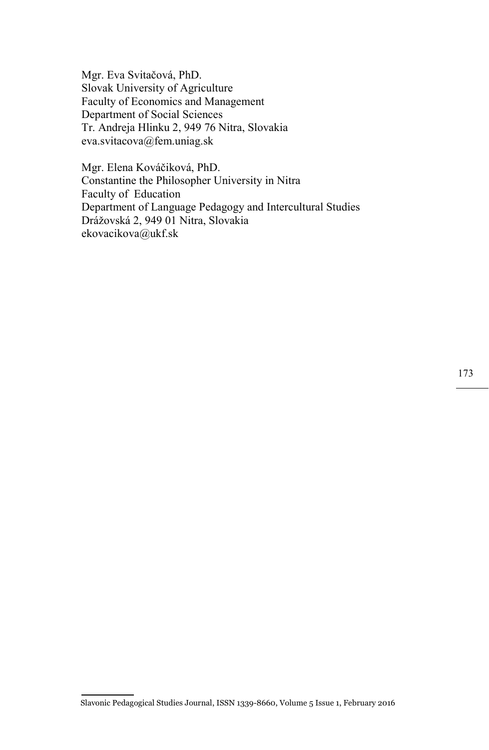Mgr. Eva Svitačová, PhD.
Slovak University of Agriculture
Faculty of Economics and Management
Department of Social Sciences
Tr. Andreja Hlinku 2, 949 76 Nitra, Slovakia
eva.svitacova@fem.uniag.sk

Mgr. Elena Kováčiková, PhD.
Constantine the Philosopher University in Nitra
Faculty of Education
Department of Language Pedagogy and Intercultural Studies
Drážovská 2, 949 01 Nitra, Slovakia
ekovacikova@ukf.sk